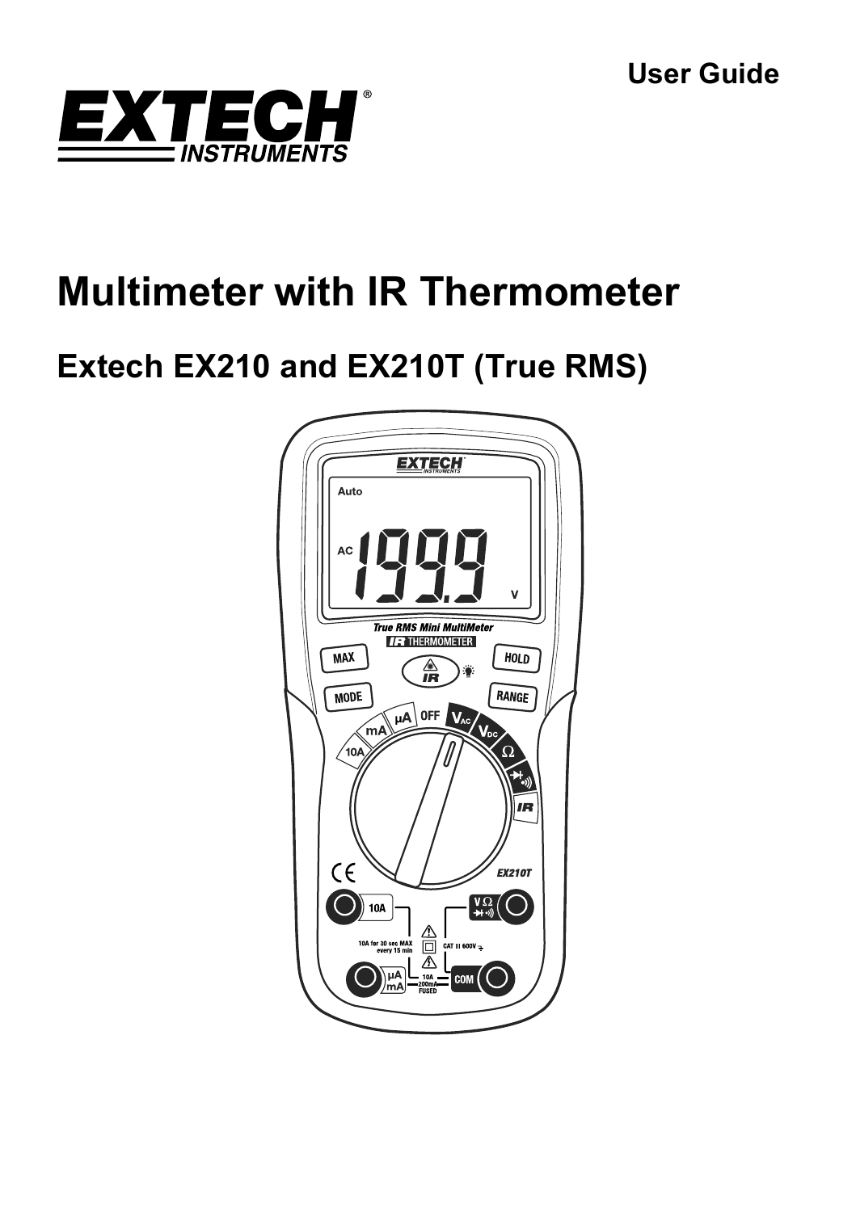User Guide

# Multimeter with IR Thermometer

## Extech EX210 and EX210T (True RMS)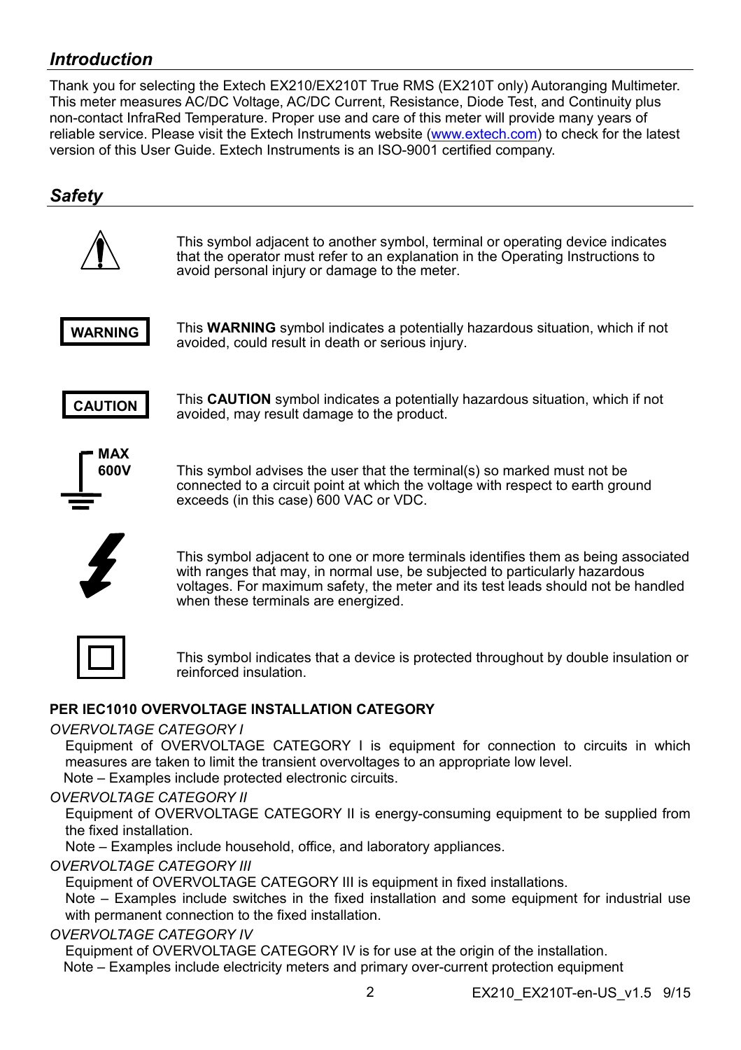## Introduction

Thank you for selecting the Extech EX210/EX210T True RMS (EX210T only) Autoranging Multimeter. This meter measures AC/DC Voltage, AC/DC Current, Resistance, Diode Test, and Continuity plus non-contact InfraRed Temperature. Proper use and care of this meter will provide many years of reliable service. Please visit the Extech Instruments website (www.extech.com) to check for the latest version of this User Guide. Extech Instruments is an ISO-9001 certified company.

## Safety

This symbol adjacent to another symbol, terminal or operating device indicates that the operator must refer to an explanation in the Operating Instructions to avoid personal injury or damage to the meter.

**WARNING**

This **WARNING** symbol indicates a potentially hazardous situation, which if not avoided, could result in death or serious injury.

**CAUTION**

This **CAUTION** symbol indicates a potentially hazardous situation, which if not avoided, may result damage to the product.

**MAX 600V**

This symbol advises the user that the terminal(s) so marked must not be connected to a circuit point at which the voltage with respect to earth ground exceeds (in this case) 600 VAC or VDC.

This symbol adjacent to one or more terminals identifies them as being associated with ranges that may, in normal use, be subjected to particularly hazardous voltages. For maximum safety, the meter and its test leads should not be handled when these terminals are energized.

This symbol indicates that a device is protected throughout by double insulation or reinforced insulation.

**PER IEC1010 OVERVOLTAGE INSTALLATION CATEGORY**

*OVERVOLTAGE CATEGORY I*

Equipment of OVERVOLTAGE CATEGORY I is equipment for connection to circuits in which measures are taken to limit the transient overvoltages to an appropriate low level.

Note – Examples include protected electronic circuits.

*OVERVOLTAGE CATEGORY II*

Equipment of OVERVOLTAGE CATEGORY II is energy-consuming equipment to be supplied from the fixed installation.

Note – Examples include household, office, and laboratory appliances.

*OVERVOLTAGE CATEGORY III*

Equipment of OVERVOLTAGE CATEGORY III is equipment in fixed installations.

Note – Examples include switches in the fixed installation and some equipment for industrial use with permanent connection to the fixed installation.

*OVERVOLTAGE CATEGORY IV*

Equipment of OVERVOLTAGE CATEGORY IV is for use at the origin of the installation.

Note – Examples include electricity meters and primary over-current protection equipment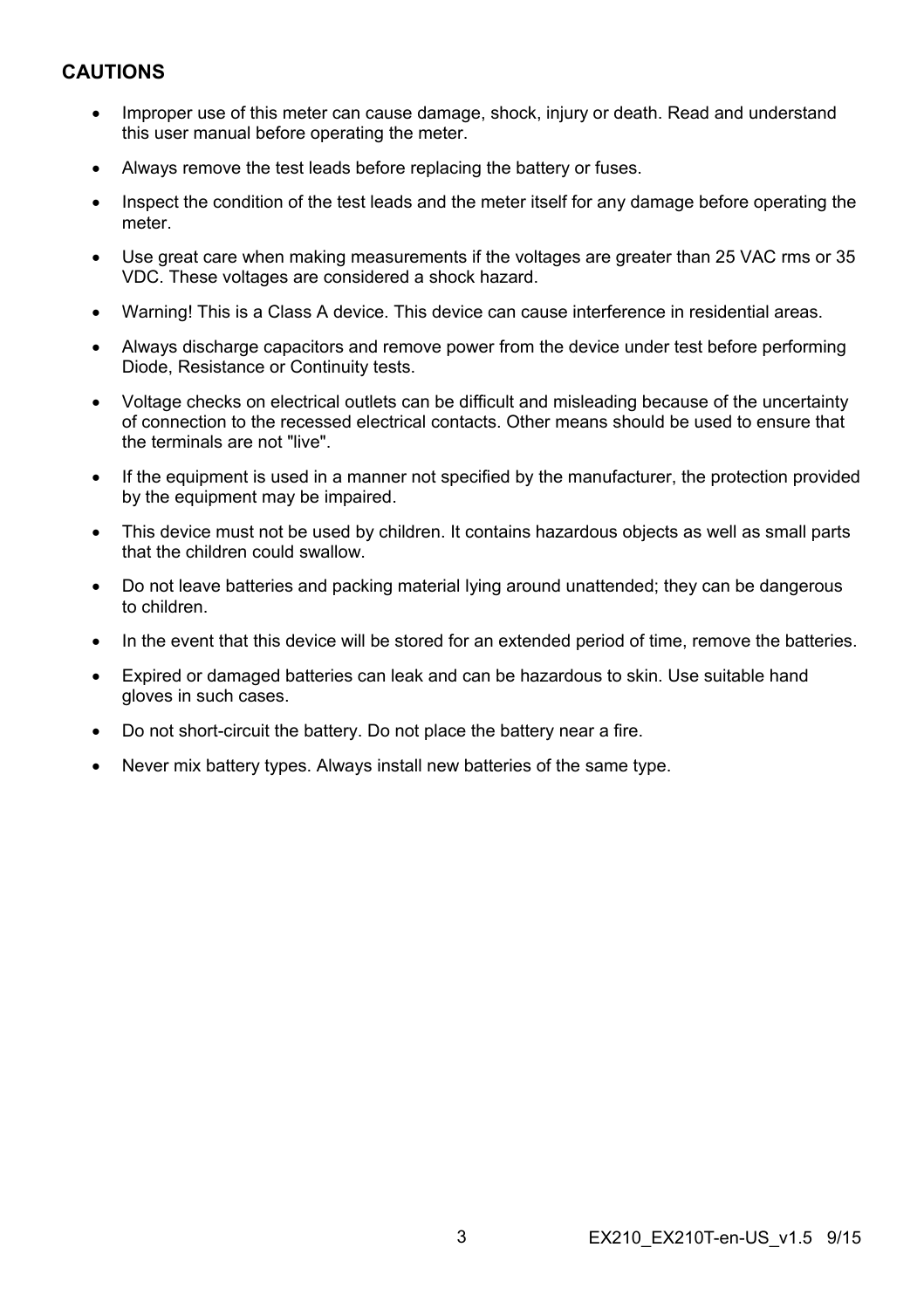## CAUTIONS

- Improper use of this meter can cause damage, shock, injury or death. Read and understand this user manual before operating the meter.
- Always remove the test leads before replacing the battery or fuses.
- Inspect the condition of the test leads and the meter itself for any damage before operating the meter.
- Use great care when making measurements if the voltages are greater than 25 VAC rms or 35 VDC. These voltages are considered a shock hazard.
- Warning! This is a Class A device. This device can cause interference in residential areas.
- Always discharge capacitors and remove power from the device under test before performing Diode, Resistance or Continuity tests.
- Voltage checks on electrical outlets can be difficult and misleading because of the uncertainty of connection to the recessed electrical contacts. Other means should be used to ensure that the terminals are not "live".
- If the equipment is used in a manner not specified by the manufacturer, the protection provided by the equipment may be impaired.
- This device must not be used by children. It contains hazardous objects as well as small parts that the children could swallow.
- Do not leave batteries and packing material lying around unattended; they can be dangerous to children.
- In the event that this device will be stored for an extended period of time, remove the batteries.
- Expired or damaged batteries can leak and can be hazardous to skin. Use suitable hand gloves in such cases.
- Do not short-circuit the battery. Do not place the battery near a fire.
- Never mix battery types. Always install new batteries of the same type.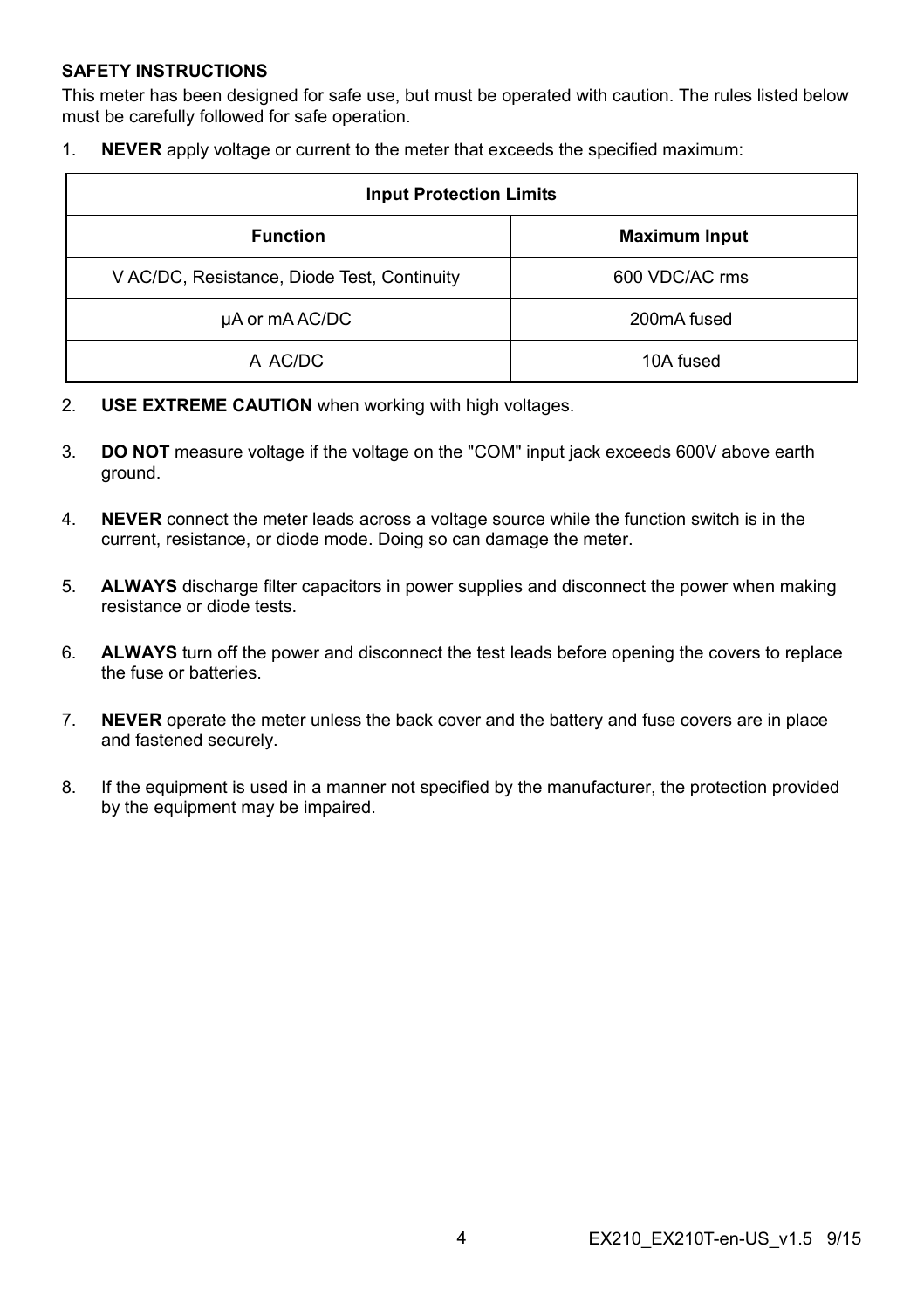**SAFETY INSTRUCTIONS**

This meter has been designed for safe use, but must be operated with caution. The rules listed below must be carefully followed for safe operation.

1. **NEVER** apply voltage or current to the meter that exceeds the specified maximum:

| Input Protection Limits | |
|---|---|
| **Function** | **Maximum Input** |
| V AC/DC, Resistance, Diode Test, Continuity | 600 VDC/AC rms |
| µA or mA AC/DC | 200mA fused |
| A AC/DC | 10A fused |

2. **USE EXTREME CAUTION** when working with high voltages.

3. **DO NOT** measure voltage if the voltage on the "COM" input jack exceeds 600V above earth ground.

4. **NEVER** connect the meter leads across a voltage source while the function switch is in the current, resistance, or diode mode. Doing so can damage the meter.

5. **ALWAYS** discharge filter capacitors in power supplies and disconnect the power when making resistance or diode tests.

6. **ALWAYS** turn off the power and disconnect the test leads before opening the covers to replace the fuse or batteries.

7. **NEVER** operate the meter unless the back cover and the battery and fuse covers are in place and fastened securely.

8. If the equipment is used in a manner not specified by the manufacturer, the protection provided by the equipment may be impaired.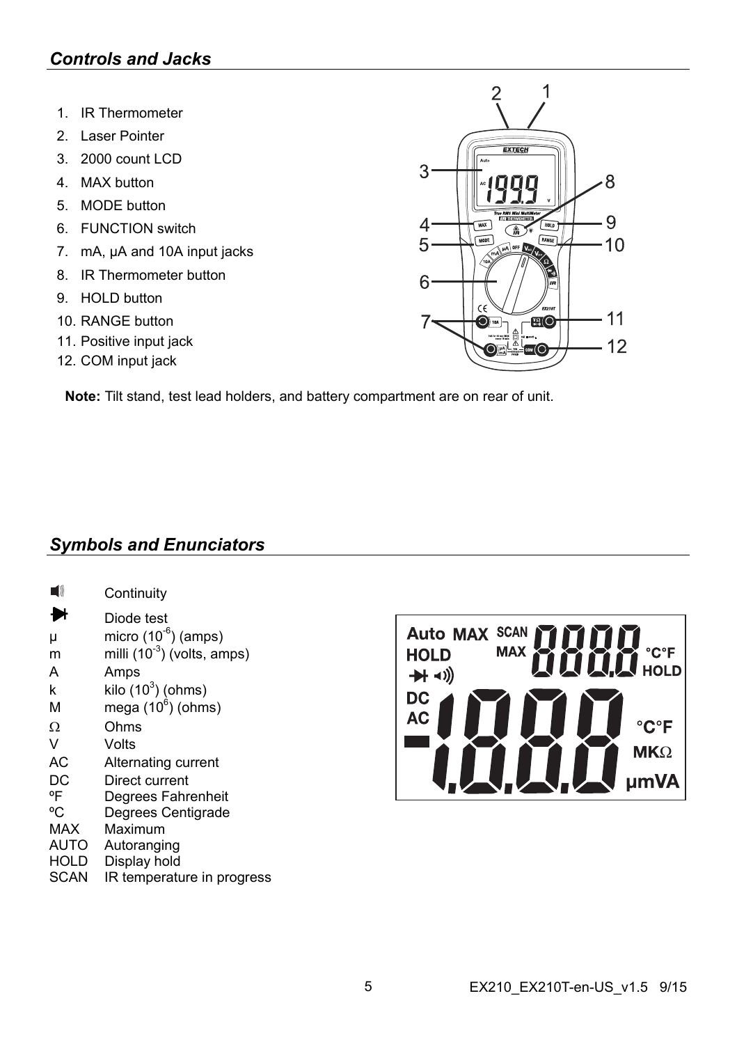## *Controls and Jacks*

1. IR Thermometer
2. Laser Pointer
3. 2000 count LCD
4. MAX button
5. MODE button
6. FUNCTION switch
7. mA, μA and 10A input jacks
8. IR Thermometer button
9. HOLD button
10. RANGE button
11. Positive input jack
12. COM input jack

**Note:** Tilt stand, test lead holders, and battery compartment are on rear of unit.

## *Symbols and Enunciators*

| | |
|---|---|
| 🔊 | Continuity |
| ⯈\| | Diode test |
| μ | micro ($10^{-6}$) (amps) |
| m | milli ($10^{-3}$) (volts, amps) |
| A | Amps |
| k | kilo ($10^{3}$) (ohms) |
| M | mega ($10^{6}$) (ohms) |
| Ω | Ohms |
| V | Volts |
| AC | Alternating current |
| DC | Direct current |
| ºF | Degrees Fahrenheit |
| ºC | Degrees Centigrade |
| MAX | Maximum |
| AUTO | Autoranging |
| HOLD | Display hold |
| SCAN | IR temperature in progress |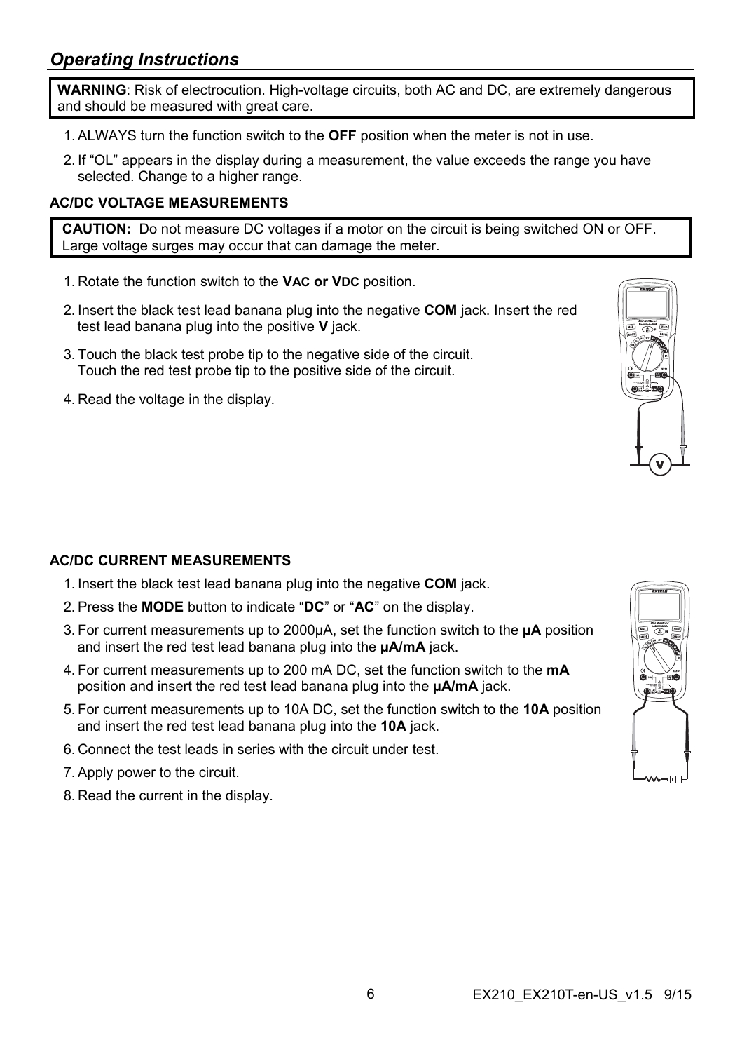## *Operating Instructions*

**WARNING**: Risk of electrocution. High-voltage circuits, both AC and DC, are extremely dangerous and should be measured with great care.

1. ALWAYS turn the function switch to the **OFF** position when the meter is not in use.
2. If "OL" appears in the display during a measurement, the value exceeds the range you have selected. Change to a higher range.

### AC/DC VOLTAGE MEASUREMENTS

**CAUTION:** Do not measure DC voltages if a motor on the circuit is being switched ON or OFF. Large voltage surges may occur that can damage the meter.

1. Rotate the function switch to the **VAC or VDC** position.
2. Insert the black test lead banana plug into the negative **COM** jack. Insert the red test lead banana plug into the positive **V** jack.
3. Touch the black test probe tip to the negative side of the circuit. Touch the red test probe tip to the positive side of the circuit.
4. Read the voltage in the display.

### AC/DC CURRENT MEASUREMENTS

1. Insert the black test lead banana plug into the negative **COM** jack.
2. Press the **MODE** button to indicate "**DC**" or "**AC**" on the display.
3. For current measurements up to 2000µA, set the function switch to the **µA** position and insert the red test lead banana plug into the **µA/mA** jack.
4. For current measurements up to 200 mA DC, set the function switch to the **mA** position and insert the red test lead banana plug into the **µA/mA** jack.
5. For current measurements up to 10A DC, set the function switch to the **10A** position and insert the red test lead banana plug into the **10A** jack.
6. Connect the test leads in series with the circuit under test.
7. Apply power to the circuit.
8. Read the current in the display.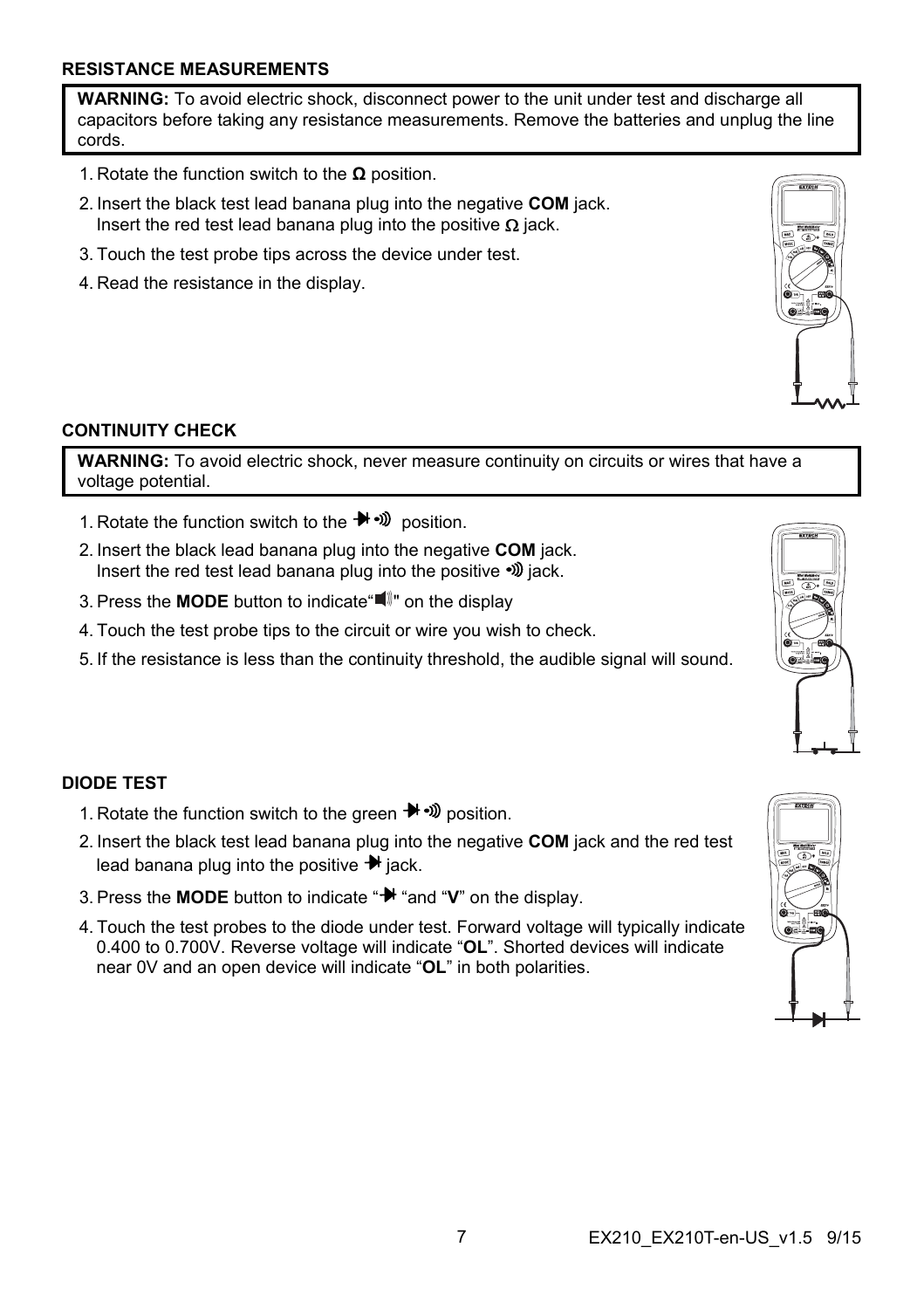### RESISTANCE MEASUREMENTS

**WARNING:** To avoid electric shock, disconnect power to the unit under test and discharge all capacitors before taking any resistance measurements. Remove the batteries and unplug the line cords.

1. Rotate the function switch to the **Ω** position.
2. Insert the black test lead banana plug into the negative **COM** jack. Insert the red test lead banana plug into the positive Ω jack.
3. Touch the test probe tips across the device under test.
4. Read the resistance in the display.

### CONTINUITY CHECK

**WARNING:** To avoid electric shock, never measure continuity on circuits or wires that have a voltage potential.

1. Rotate the function switch to the ⏵|•))) position.
2. Insert the black lead banana plug into the negative **COM** jack. Insert the red test lead banana plug into the positive •))) jack.
3. Press the **MODE** button to indicate"🔊" on the display
4. Touch the test probe tips to the circuit or wire you wish to check.
5. If the resistance is less than the continuity threshold, the audible signal will sound.

### DIODE TEST

1. Rotate the function switch to the green ⏵|•))) position.
2. Insert the black test lead banana plug into the negative **COM** jack and the red test lead banana plug into the positive ⏵| jack.
3. Press the **MODE** button to indicate "⏵| "and "**V**" on the display.
4. Touch the test probes to the diode under test. Forward voltage will typically indicate 0.400 to 0.700V. Reverse voltage will indicate "**OL**". Shorted devices will indicate near 0V and an open device will indicate "**OL**" in both polarities.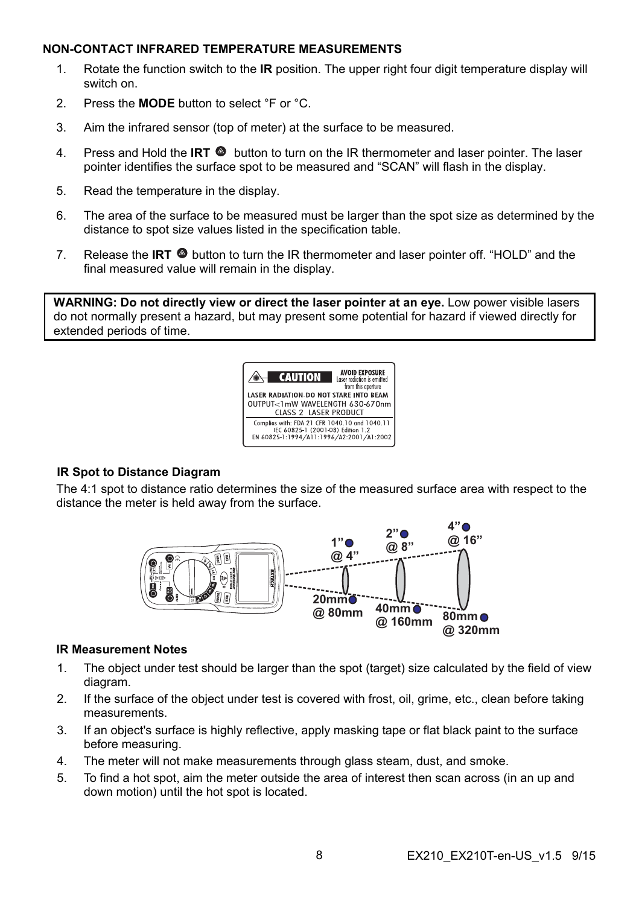## NON-CONTACT INFRARED TEMPERATURE MEASUREMENTS

1. Rotate the function switch to the **IR** position. The upper right four digit temperature display will switch on.
2. Press the **MODE** button to select °F or °C.
3. Aim the infrared sensor (top of meter) at the surface to be measured.
4. Press and Hold the **IRT** button to turn on the IR thermometer and laser pointer. The laser pointer identifies the surface spot to be measured and "SCAN" will flash in the display.
5. Read the temperature in the display.
6. The area of the surface to be measured must be larger than the spot size as determined by the distance to spot size values listed in the specification table.
7. Release the **IRT** button to turn the IR thermometer and laser pointer off. "HOLD" and the final measured value will remain in the display.

**WARNING: Do not directly view or direct the laser pointer at an eye.** Low power visible lasers do not normally present a hazard, but may present some potential for hazard if viewed directly for extended periods of time.

CAUTION
AVOID EXPOSURE
Laser radiation is emitted from this aperture
LASER RADIATION-DO NOT STARE INTO BEAM
OUTPUT<1mW WAVELENGTH 630-670nm
CLASS 2 LASER PRODUCT
Complies with: FDA 21 CFR 1040.10 and 1040.11
IEC 60825-1 (2001-08) Edition 1.2
EN 60825-1:1994/A11:1996/A2:2001/A1:2002

### IR Spot to Distance Diagram

The 4:1 spot to distance ratio determines the size of the measured surface area with respect to the distance the meter is held away from the surface.

1" @ 4"
2" @ 8"
4" @ 16"
20mm @ 80mm
40mm @ 160mm
80mm @ 320mm

### IR Measurement Notes

1. The object under test should be larger than the spot (target) size calculated by the field of view diagram.
2. If the surface of the object under test is covered with frost, oil, grime, etc., clean before taking measurements.
3. If an object's surface is highly reflective, apply masking tape or flat black paint to the surface before measuring.
4. The meter will not make measurements through glass steam, dust, and smoke.
5. To find a hot spot, aim the meter outside the area of interest then scan across (in an up and down motion) until the hot spot is located.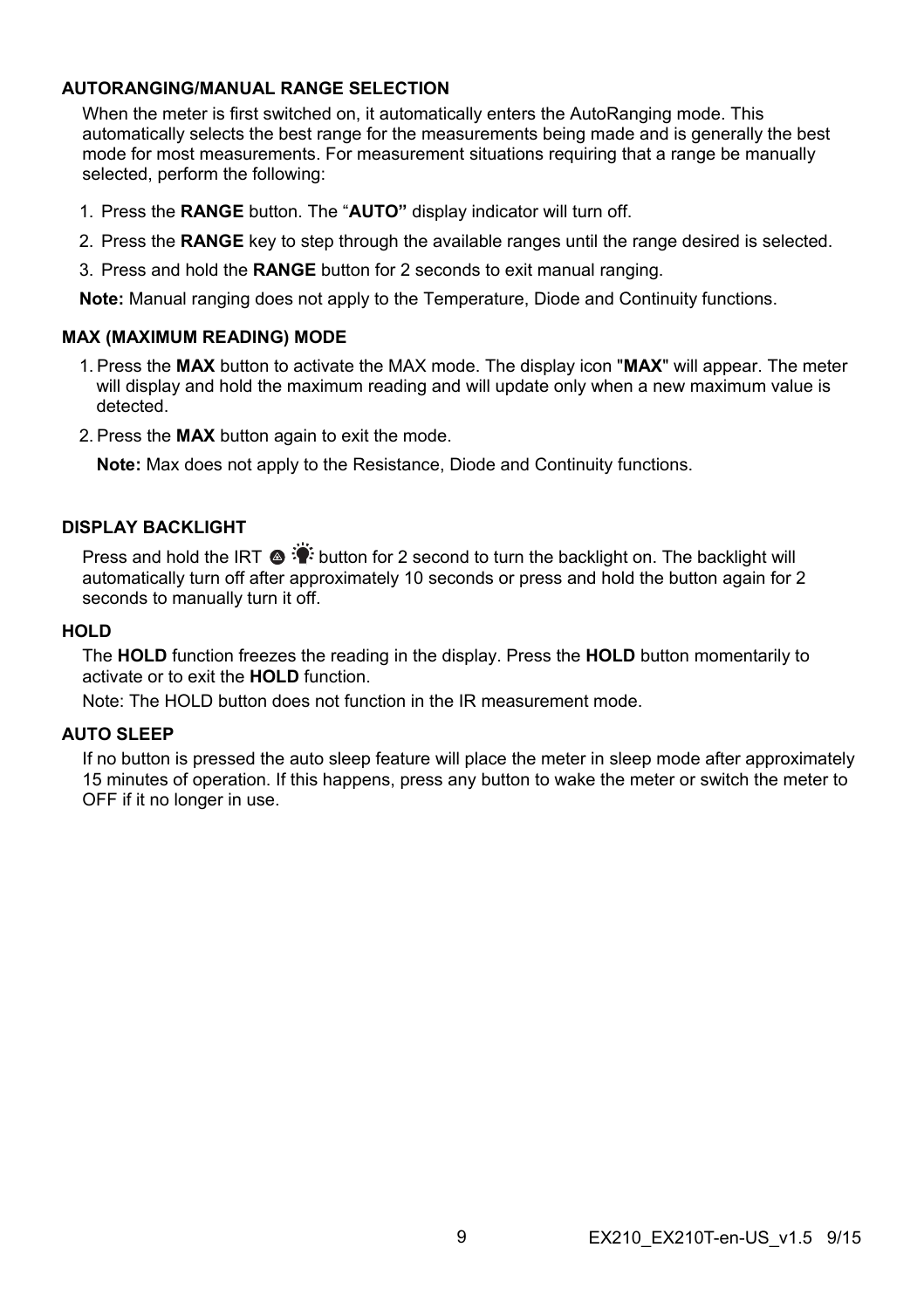### AUTORANGING/MANUAL RANGE SELECTION

When the meter is first switched on, it automatically enters the AutoRanging mode. This automatically selects the best range for the measurements being made and is generally the best mode for most measurements. For measurement situations requiring that a range be manually selected, perform the following:

1. Press the **RANGE** button. The "**AUTO"** display indicator will turn off.
2. Press the **RANGE** key to step through the available ranges until the range desired is selected.
3. Press and hold the **RANGE** button for 2 seconds to exit manual ranging.

**Note:** Manual ranging does not apply to the Temperature, Diode and Continuity functions.

### MAX (MAXIMUM READING) MODE

1. Press the **MAX** button to activate the MAX mode. The display icon "**MAX**" will appear. The meter will display and hold the maximum reading and will update only when a new maximum value is detected.
2. Press the **MAX** button again to exit the mode.

**Note:** Max does not apply to the Resistance, Diode and Continuity functions.

### DISPLAY BACKLIGHT

Press and hold the IRT button for 2 second to turn the backlight on. The backlight will automatically turn off after approximately 10 seconds or press and hold the button again for 2 seconds to manually turn it off.

### HOLD

The **HOLD** function freezes the reading in the display. Press the **HOLD** button momentarily to activate or to exit the **HOLD** function.

Note: The HOLD button does not function in the IR measurement mode.

### AUTO SLEEP

If no button is pressed the auto sleep feature will place the meter in sleep mode after approximately 15 minutes of operation. If this happens, press any button to wake the meter or switch the meter to OFF if it no longer in use.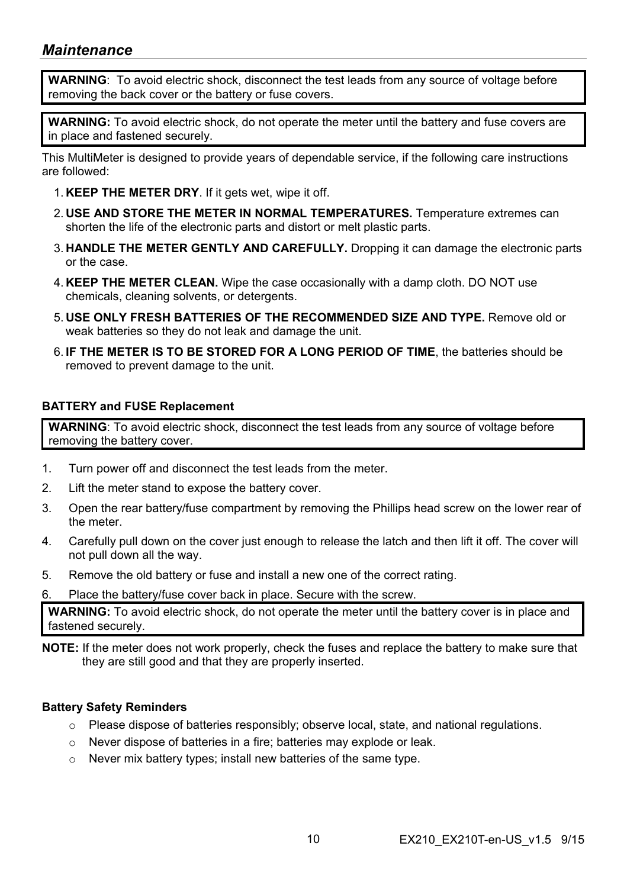## *Maintenance*

**WARNING**: To avoid electric shock, disconnect the test leads from any source of voltage before removing the back cover or the battery or fuse covers.

**WARNING:** To avoid electric shock, do not operate the meter until the battery and fuse covers are in place and fastened securely.

This MultiMeter is designed to provide years of dependable service, if the following care instructions are followed:

1. **KEEP THE METER DRY**. If it gets wet, wipe it off.
2. **USE AND STORE THE METER IN NORMAL TEMPERATURES.** Temperature extremes can shorten the life of the electronic parts and distort or melt plastic parts.
3. **HANDLE THE METER GENTLY AND CAREFULLY.** Dropping it can damage the electronic parts or the case.
4. **KEEP THE METER CLEAN.** Wipe the case occasionally with a damp cloth. DO NOT use chemicals, cleaning solvents, or detergents.
5. **USE ONLY FRESH BATTERIES OF THE RECOMMENDED SIZE AND TYPE.** Remove old or weak batteries so they do not leak and damage the unit.
6. **IF THE METER IS TO BE STORED FOR A LONG PERIOD OF TIME**, the batteries should be removed to prevent damage to the unit.

### BATTERY and FUSE Replacement

**WARNING**: To avoid electric shock, disconnect the test leads from any source of voltage before removing the battery cover.

1. Turn power off and disconnect the test leads from the meter.
2. Lift the meter stand to expose the battery cover.
3. Open the rear battery/fuse compartment by removing the Phillips head screw on the lower rear of the meter.
4. Carefully pull down on the cover just enough to release the latch and then lift it off. The cover will not pull down all the way.
5. Remove the old battery or fuse and install a new one of the correct rating.
6. Place the battery/fuse cover back in place. Secure with the screw.

**WARNING:** To avoid electric shock, do not operate the meter until the battery cover is in place and fastened securely.

**NOTE:** If the meter does not work properly, check the fuses and replace the battery to make sure that they are still good and that they are properly inserted.

### Battery Safety Reminders

- Please dispose of batteries responsibly; observe local, state, and national regulations.
- Never dispose of batteries in a fire; batteries may explode or leak.
- Never mix battery types; install new batteries of the same type.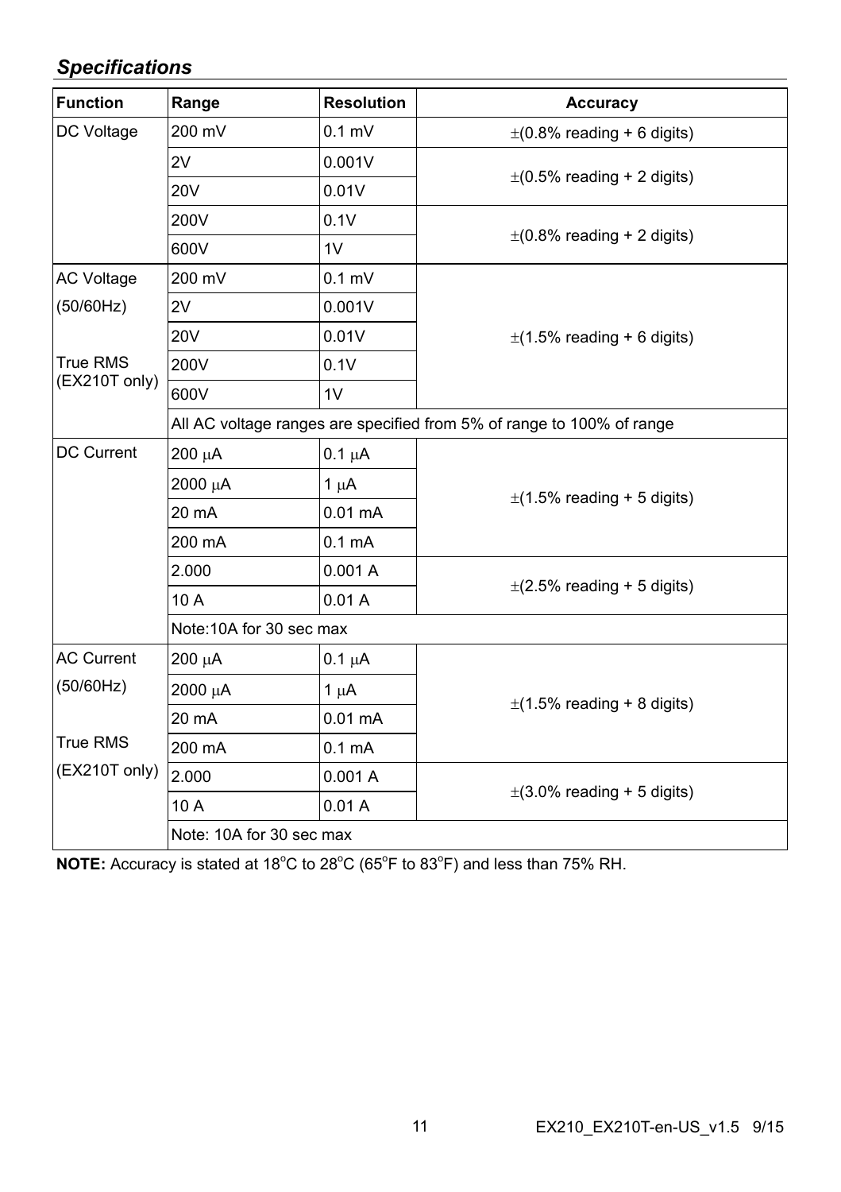## *Specifications*

| Function | Range | Resolution | Accuracy |
|---|---|---|---|
| DC Voltage | 200 mV | 0.1 mV | ±(0.8% reading + 6 digits) |
| | 2V | 0.001V | ±(0.5% reading + 2 digits) |
| | 20V | 0.01V | |
| | 200V | 0.1V | ±(0.8% reading + 2 digits) |
| | 600V | 1V | |
| AC Voltage (50/60Hz) True RMS (EX210T only) | 200 mV | 0.1 mV | ±(1.5% reading + 6 digits) |
| | 2V | 0.001V | |
| | 20V | 0.01V | |
| | 200V | 0.1V | |
| | 600V | 1V | |
| | All AC voltage ranges are specified from 5% of range to 100% of range | | |
| DC Current | 200 µA | 0.1 µA | ±(1.5% reading + 5 digits) |
| | 2000 µA | 1 µA | |
| | 20 mA | 0.01 mA | |
| | 200 mA | 0.1 mA | |
| | 2.000 | 0.001 A | ±(2.5% reading + 5 digits) |
| | 10 A | 0.01 A | |
| | Note:10A for 30 sec max | | |
| AC Current (50/60Hz) True RMS (EX210T only) | 200 µA | 0.1 µA | ±(1.5% reading + 8 digits) |
| | 2000 µA | 1 µA | |
| | 20 mA | 0.01 mA | |
| | 200 mA | 0.1 mA | |
| | 2.000 | 0.001 A | ±(3.0% reading + 5 digits) |
| | 10 A | 0.01 A | |
| | Note: 10A for 30 sec max | | |

**NOTE:** Accuracy is stated at 18°C to 28°C (65°F to 83°F) and less than 75% RH.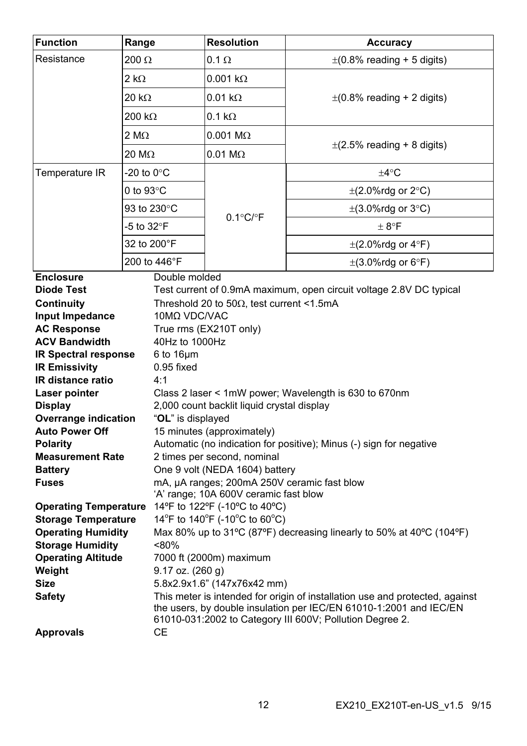| Function | Range | Resolution | Accuracy |
|---|---|---|---|
| Resistance | 200 Ω | 0.1 Ω | ±(0.8% reading + 5 digits) |
| | 2 kΩ | 0.001 kΩ | ±(0.8% reading + 2 digits) |
| | 20 kΩ | 0.01 kΩ | |
| | 200 kΩ | 0.1 kΩ | |
| | 2 MΩ | 0.001 MΩ | ±(2.5% reading + 8 digits) |
| | 20 MΩ | 0.01 MΩ | |
| Temperature IR | -20 to 0°C | 0.1°C/°F | ±4°C |
| | 0 to 93°C | | ±(2.0%rdg or 2°C) |
| | 93 to 230°C | | ±(3.0%rdg or 3°C) |
| | -5 to 32°F | | ± 8°F |
| | 32 to 200°F | | ±(2.0%rdg or 4°F) |
| | 200 to 446°F | | ±(3.0%rdg or 6°F) |

| | |
|---|---|
| **Enclosure** | Double molded |
| **Diode Test** | Test current of 0.9mA maximum, open circuit voltage 2.8V DC typical |
| **Continuity** | Threshold 20 to 50Ω, test current <1.5mA |
| **Input Impedance** | 10MΩ VDC/VAC |
| **AC Response** | True rms (EX210T only) |
| **ACV Bandwidth** | 40Hz to 1000Hz |
| **IR Spectral response** | 6 to 16µm |
| **IR Emissivity** | 0.95 fixed |
| **IR distance ratio** | 4:1 |
| **Laser pointer** | Class 2 laser < 1mW power; Wavelength is 630 to 670nm |
| **Display** | 2,000 count backlit liquid crystal display |
| **Overrange indication** | "**OL**" is displayed |
| **Auto Power Off** | 15 minutes (approximately) |
| **Polarity** | Automatic (no indication for positive); Minus (-) sign for negative |
| **Measurement Rate** | 2 times per second, nominal |
| **Battery** | One 9 volt (NEDA 1604) battery |
| **Fuses** | mA, µA ranges; 200mA 250V ceramic fast blow<br>'A' range; 10A 600V ceramic fast blow |
| **Operating Temperature** | 14ºF to 122ºF (-10ºC to 40ºC) |
| **Storage Temperature** | 14°F to 140°F (-10°C to 60°C) |
| **Operating Humidity** | Max 80% up to 31ºC (87ºF) decreasing linearly to 50% at 40ºC (104ºF) |
| **Storage Humidity** | <80% |
| **Operating Altitude** | 7000 ft (2000m) maximum |
| **Weight** | 9.17 oz. (260 g) |
| **Size** | 5.8x2.9x1.6" (147x76x42 mm) |
| **Safety** | This meter is intended for origin of installation use and protected, against the users, by double insulation per IEC/EN 61010-1:2001 and IEC/EN 61010-031:2002 to Category III 600V; Pollution Degree 2. |
| **Approvals** | CE |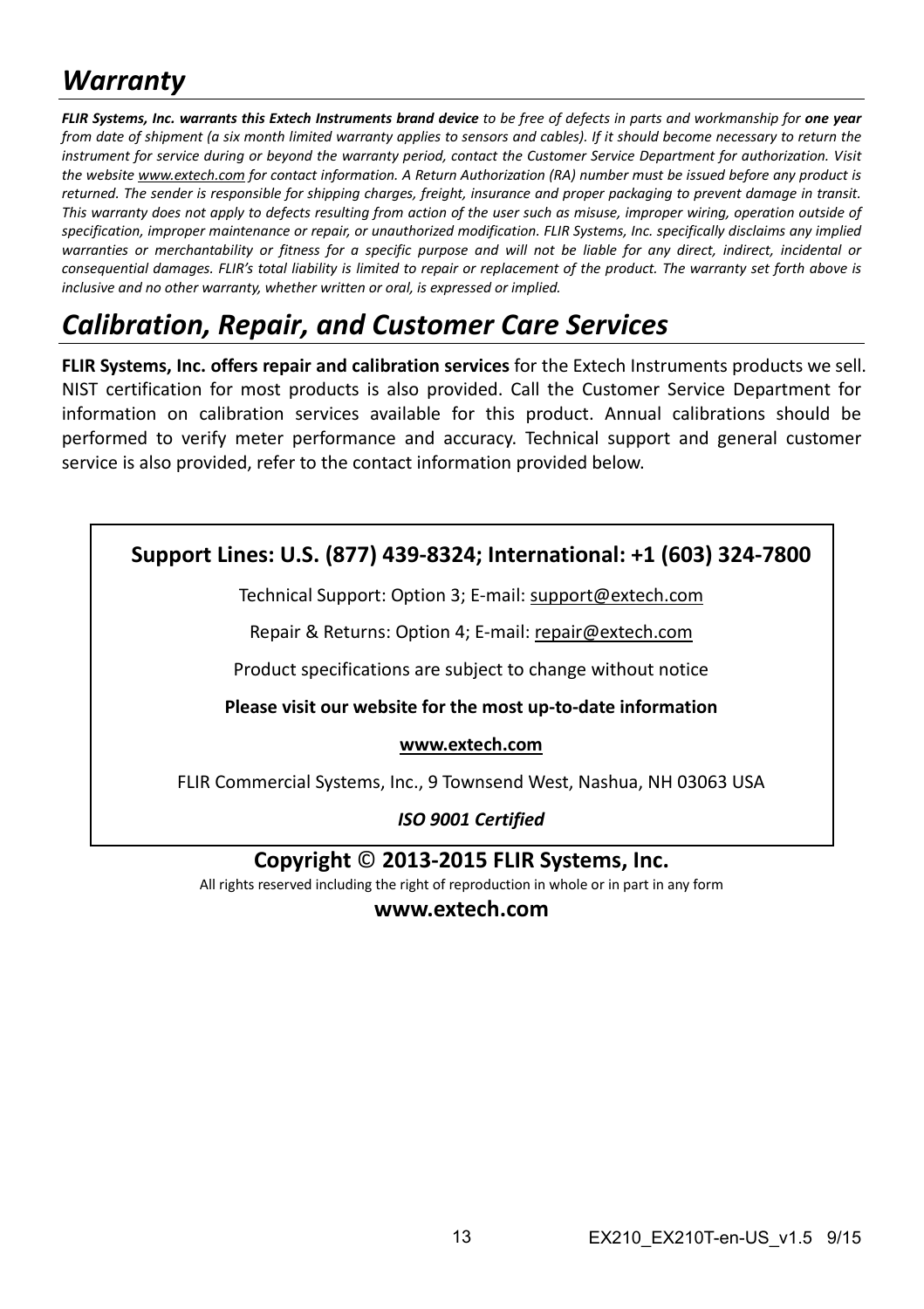## *Warranty*

***FLIR Systems, Inc. warrants this Extech Instruments brand device** to be free of defects in parts and workmanship for **one year** from date of shipment (a six month limited warranty applies to sensors and cables). If it should become necessary to return the instrument for service during or beyond the warranty period, contact the Customer Service Department for authorization. Visit the website www.extech.com for contact information. A Return Authorization (RA) number must be issued before any product is returned. The sender is responsible for shipping charges, freight, insurance and proper packaging to prevent damage in transit. This warranty does not apply to defects resulting from action of the user such as misuse, improper wiring, operation outside of specification, improper maintenance or repair, or unauthorized modification. FLIR Systems, Inc. specifically disclaims any implied warranties or merchantability or fitness for a specific purpose and will not be liable for any direct, indirect, incidental or consequential damages. FLIR's total liability is limited to repair or replacement of the product. The warranty set forth above is inclusive and no other warranty, whether written or oral, is expressed or implied.*

## *Calibration, Repair, and Customer Care Services*

**FLIR Systems, Inc. offers repair and calibration services** for the Extech Instruments products we sell. NIST certification for most products is also provided. Call the Customer Service Department for information on calibration services available for this product. Annual calibrations should be performed to verify meter performance and accuracy. Technical support and general customer service is also provided, refer to the contact information provided below.

**Support Lines: U.S. (877) 439-8324; International: +1 (603) 324-7800**

Technical Support: Option 3; E-mail: support@extech.com

Repair & Returns: Option 4; E-mail: repair@extech.com

Product specifications are subject to change without notice

**Please visit our website for the most up-to-date information**

**www.extech.com**

FLIR Commercial Systems, Inc., 9 Townsend West, Nashua, NH 03063 USA

***ISO 9001 Certified***

**Copyright © 2013-2015 FLIR Systems, Inc.**

All rights reserved including the right of reproduction in whole or in part in any form

**www.extech.com**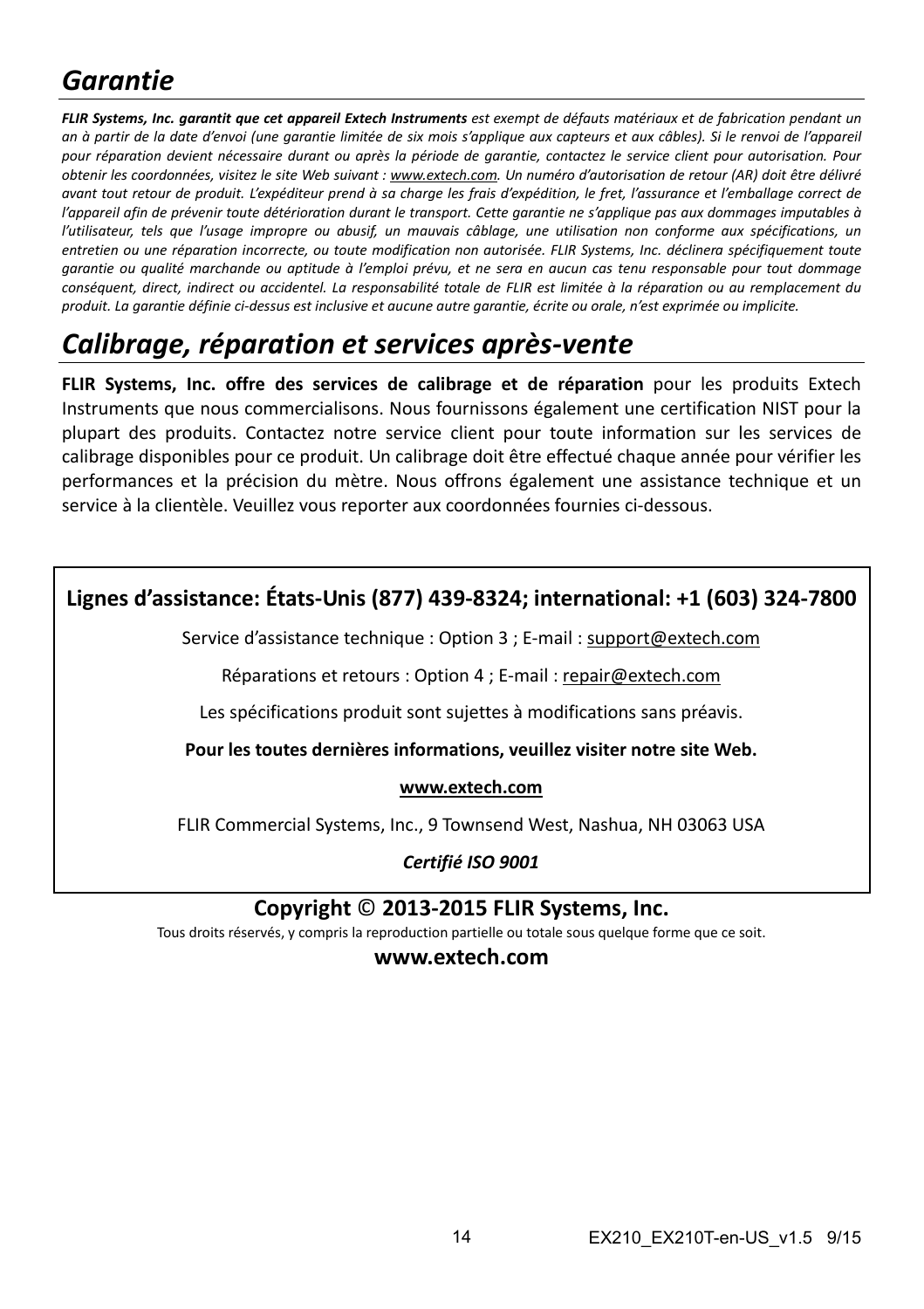# *Garantie*

***FLIR Systems, Inc. garantit que cet appareil Extech Instruments** est exempt de défauts matériaux et de fabrication pendant un an à partir de la date d'envoi (une garantie limitée de six mois s'applique aux capteurs et aux câbles). Si le renvoi de l'appareil pour réparation devient nécessaire durant ou après la période de garantie, contactez le service client pour autorisation. Pour obtenir les coordonnées, visitez le site Web suivant : www.extech.com. Un numéro d'autorisation de retour (AR) doit être délivré avant tout retour de produit. L'expéditeur prend à sa charge les frais d'expédition, le fret, l'assurance et l'emballage correct de l'appareil afin de prévenir toute détérioration durant le transport. Cette garantie ne s'applique pas aux dommages imputables à l'utilisateur, tels que l'usage impropre ou abusif, un mauvais câblage, une utilisation non conforme aux spécifications, un entretien ou une réparation incorrecte, ou toute modification non autorisée. FLIR Systems, Inc. déclinera spécifiquement toute garantie ou qualité marchande ou aptitude à l'emploi prévu, et ne sera en aucun cas tenu responsable pour tout dommage conséquent, direct, indirect ou accidentel. La responsabilité totale de FLIR est limitée à la réparation ou au remplacement du produit. La garantie définie ci-dessus est inclusive et aucune autre garantie, écrite ou orale, n'est exprimée ou implicite.*

# *Calibrage, réparation et services après-vente*

**FLIR Systems, Inc. offre des services de calibrage et de réparation** pour les produits Extech Instruments que nous commercialisons. Nous fournissons également une certification NIST pour la plupart des produits. Contactez notre service client pour toute information sur les services de calibrage disponibles pour ce produit. Un calibrage doit être effectué chaque année pour vérifier les performances et la précision du mètre. Nous offrons également une assistance technique et un service à la clientèle. Veuillez vous reporter aux coordonnées fournies ci-dessous.

**Lignes d'assistance: États-Unis (877) 439-8324; international: +1 (603) 324-7800**

Service d'assistance technique : Option 3 ; E-mail : support@extech.com

Réparations et retours : Option 4 ; E-mail : repair@extech.com

Les spécifications produit sont sujettes à modifications sans préavis.

**Pour les toutes dernières informations, veuillez visiter notre site Web.**

**www.extech.com**

FLIR Commercial Systems, Inc., 9 Townsend West, Nashua, NH 03063 USA

***Certifié ISO 9001***

**Copyright © 2013-2015 FLIR Systems, Inc.**

Tous droits réservés, y compris la reproduction partielle ou totale sous quelque forme que ce soit.

**www.extech.com**

EX210_EX210T-en-US_v1.5 9/15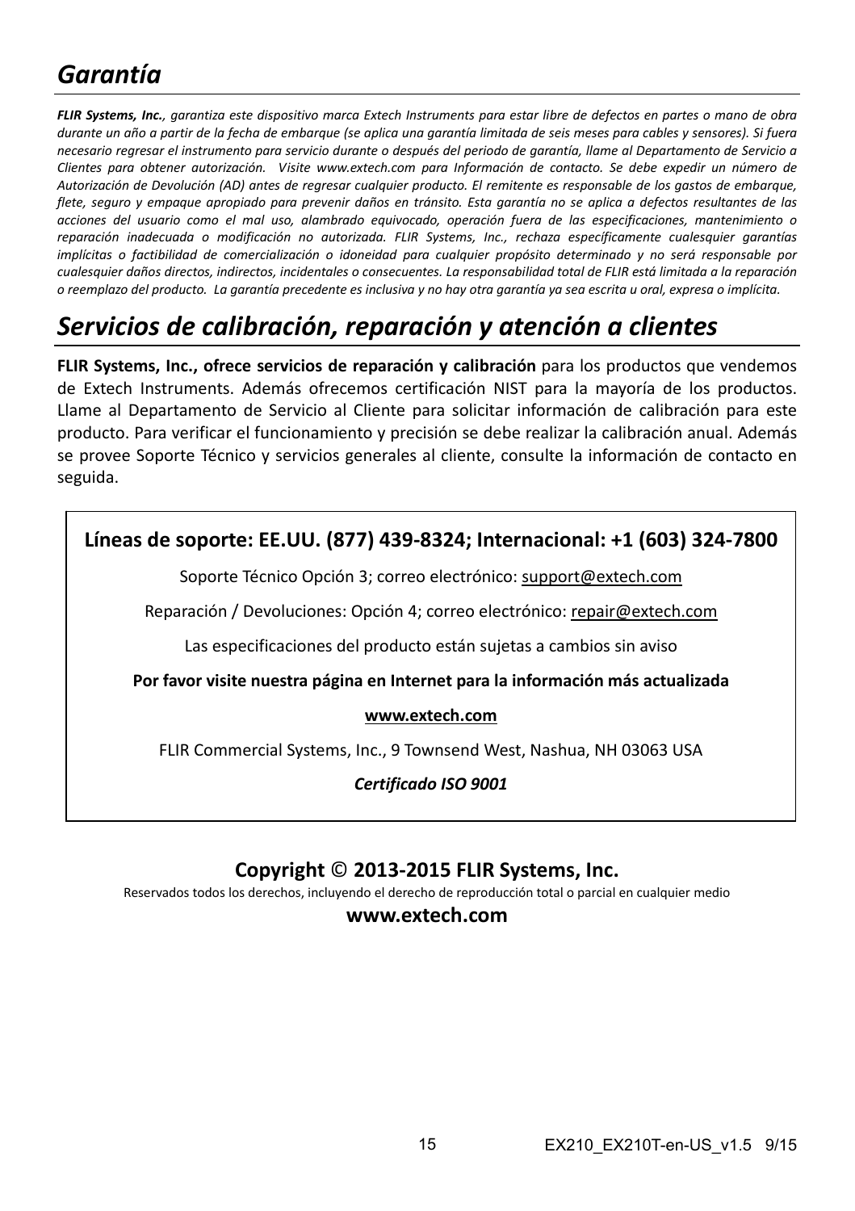## *Garantía*

***FLIR Systems, Inc.**, garantiza este dispositivo marca Extech Instruments para estar libre de defectos en partes o mano de obra durante un año a partir de la fecha de embarque (se aplica una garantía limitada de seis meses para cables y sensores). Si fuera necesario regresar el instrumento para servicio durante o después del periodo de garantía, llame al Departamento de Servicio a Clientes para obtener autorización. Visite www.extech.com para Información de contacto. Se debe expedir un número de Autorización de Devolución (AD) antes de regresar cualquier producto. El remitente es responsable de los gastos de embarque, flete, seguro y empaque apropiado para prevenir daños en tránsito. Esta garantía no se aplica a defectos resultantes de las acciones del usuario como el mal uso, alambrado equivocado, operación fuera de las especificaciones, mantenimiento o reparación inadecuada o modificación no autorizada. FLIR Systems, Inc., rechaza específicamente cualesquier garantías implícitas o factibilidad de comercialización o idoneidad para cualquier propósito determinado y no será responsable por cualesquier daños directos, indirectos, incidentales o consecuentes. La responsabilidad total de FLIR está limitada a la reparación o reemplazo del producto. La garantía precedente es inclusiva y no hay otra garantía ya sea escrita u oral, expresa o implícita.*

## *Servicios de calibración, reparación y atención a clientes*

**FLIR Systems, Inc., ofrece servicios de reparación y calibración** para los productos que vendemos de Extech Instruments. Además ofrecemos certificación NIST para la mayoría de los productos. Llame al Departamento de Servicio al Cliente para solicitar información de calibración para este producto. Para verificar el funcionamiento y precisión se debe realizar la calibración anual. Además se provee Soporte Técnico y servicios generales al cliente, consulte la información de contacto en seguida.

**Líneas de soporte: EE.UU. (877) 439-8324; Internacional: +1 (603) 324-7800**

Soporte Técnico Opción 3; correo electrónico: support@extech.com

Reparación / Devoluciones: Opción 4; correo electrónico: repair@extech.com

Las especificaciones del producto están sujetas a cambios sin aviso

**Por favor visite nuestra página en Internet para la información más actualizada**

**www.extech.com**

FLIR Commercial Systems, Inc., 9 Townsend West, Nashua, NH 03063 USA

***Certificado ISO 9001***

**Copyright © 2013-2015 FLIR Systems, Inc.**

Reservados todos los derechos, incluyendo el derecho de reproducción total o parcial en cualquier medio

**www.extech.com**

EX210_EX210T-en-US_v1.5 9/15